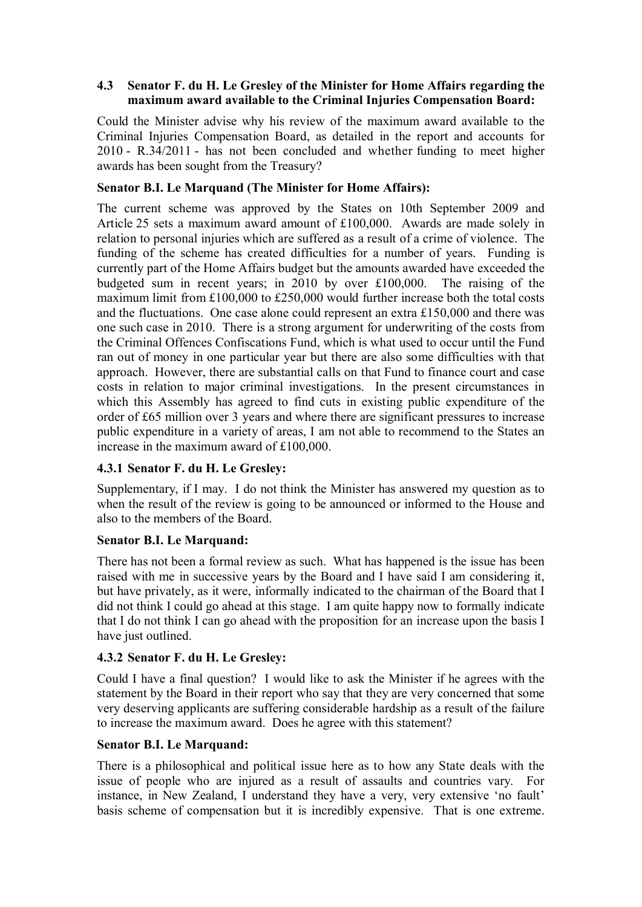### 4.3 Senator F. du H. Le Gresley of the Minister for Home Affairs regarding the maximum award available to the Criminal Injuries Compensation Board:

Could the Minister advise why his review of the maximum award available to the Criminal Injuries Compensation Board, as detailed in the report and accounts for 2010 - R.34/2011 - has not been concluded and whether funding to meet higher awards has been sought from the Treasury?

**Senator B.I. Le Marquand (The Minister for Home Affairs):**

The current scheme was approved by the States on 10th September 2009 and Article 25 sets a maximum award amount of £100,000. Awards are made solely in relation to personal injuries which are suffered as a result of a crime of violence. The funding of the scheme has created difficulties for a number of years. Funding is currently part of the Home Affairs budget but the amounts awarded have exceeded the budgeted sum in recent years; in 2010 by over £100,000. The raising of the maximum limit from £100,000 to £250,000 would further increase both the total costs and the fluctuations. One case alone could represent an extra £150,000 and there was one such case in 2010. There is a strong argument for underwriting of the costs from the Criminal Offences Confiscations Fund, which is what used to occur until the Fund ran out of money in one particular year but there are also some difficulties with that approach. However, there are substantial calls on that Fund to finance court and case costs in relation to major criminal investigations. In the present circumstances in which this Assembly has agreed to find cuts in existing public expenditure of the order of £65 million over 3 years and where there are significant pressures to increase public expenditure in a variety of areas, I am not able to recommend to the States an increase in the maximum award of £100,000.

### 4.3.1 Senator F. du H. Le Gresley:

Supplementary, if I may. I do not think the Minister has answered my question as to when the result of the review is going to be announced or informed to the House and also to the members of the Board.

**Senator B.I. Le Marquand:**

There has not been a formal review as such. What has happened is the issue has been raised with me in successive years by the Board and I have said I am considering it, but have privately, as it were, informally indicated to the chairman of the Board that I did not think I could go ahead at this stage. I am quite happy now to formally indicate that I do not think I can go ahead with the proposition for an increase upon the basis I have just outlined.

### 4.3.2 Senator F. du H. Le Gresley:

Could I have a final question? I would like to ask the Minister if he agrees with the statement by the Board in their report who say that they are very concerned that some very deserving applicants are suffering considerable hardship as a result of the failure to increase the maximum award. Does he agree with this statement?

**Senator B.I. Le Marquand:**

There is a philosophical and political issue here as to how any State deals with the issue of people who are injured as a result of assaults and countries vary. For instance, in New Zealand, I understand they have a very, very extensive 'no fault' basis scheme of compensation but it is incredibly expensive. That is one extreme.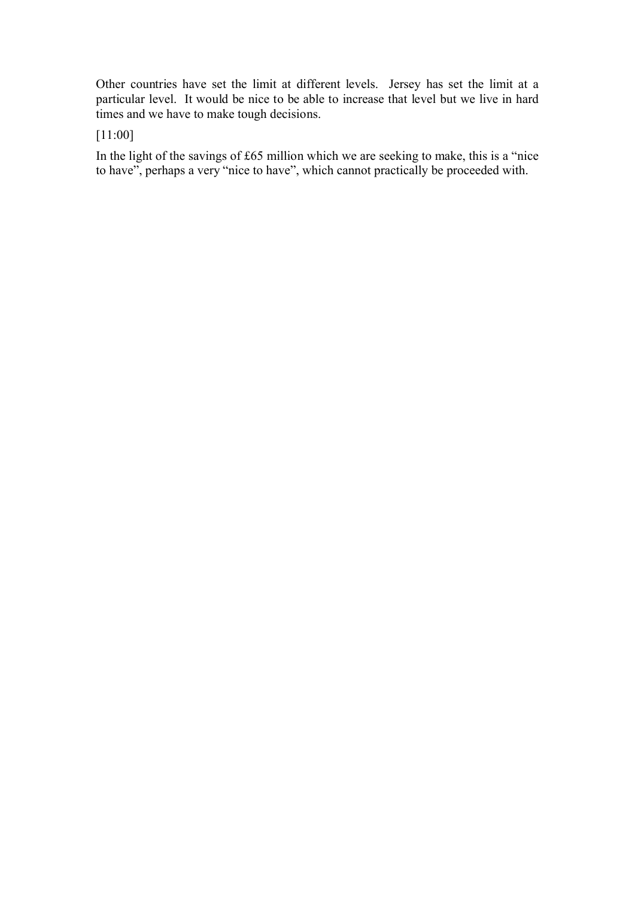Other countries have set the limit at different levels. Jersey has set the limit at a particular level. It would be nice to be able to increase that level but we live in hard times and we have to make tough decisions.

[11:00]

In the light of the savings of £65 million which we are seeking to make, this is a "nice to have", perhaps a very "nice to have", which cannot practically be proceeded with.